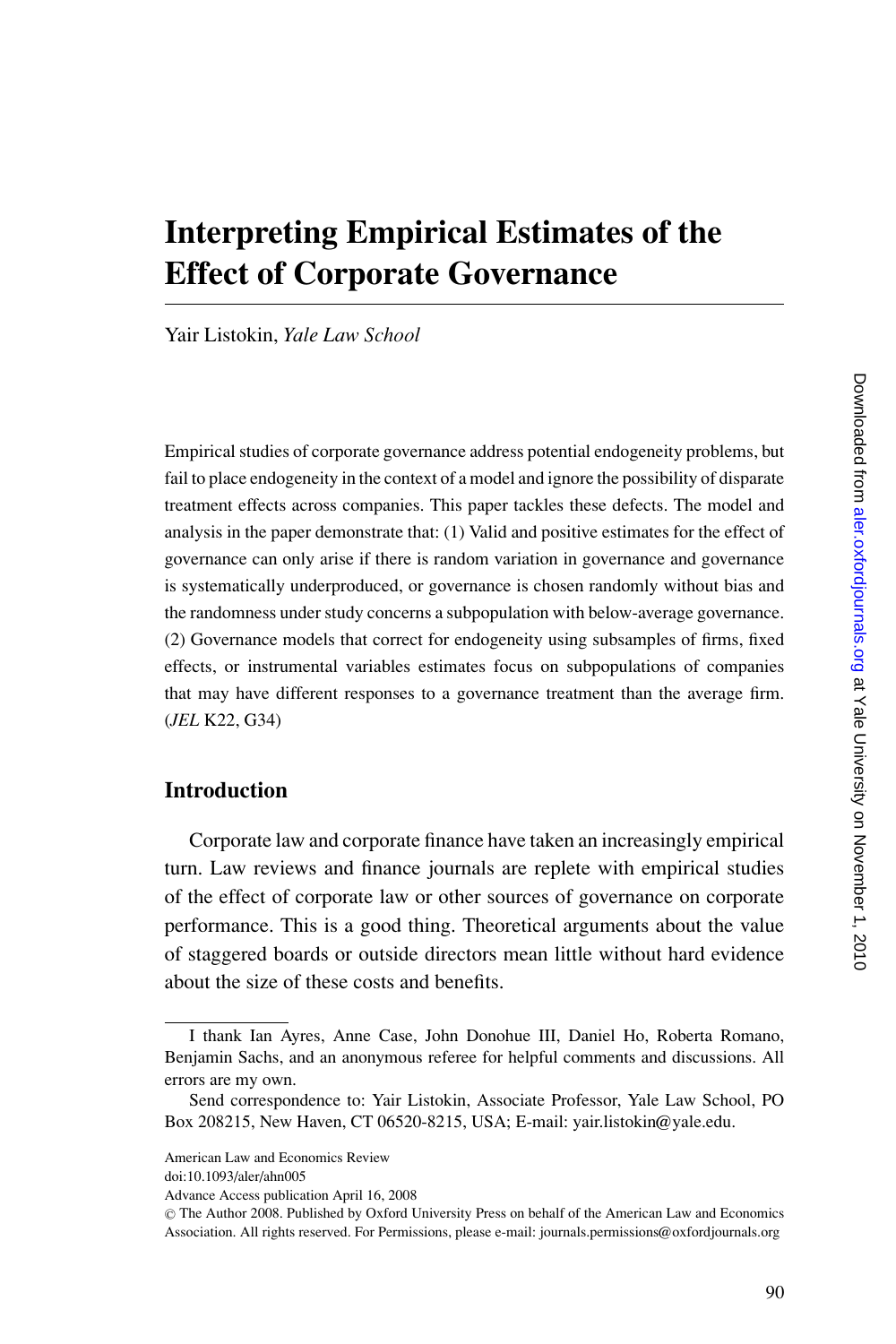# Interpreting Empirical Estimates of the Effect of Corporate Governance

Yair Listokin, *Yale Law School*

Empirical studies of corporate governance address potential endogeneity problems, but fail to place endogeneity in the context of a model and ignore the possibility of disparate treatment effects across companies. This paper tackles these defects. The model and analysis in the paper demonstrate that: (1) Valid and positive estimates for the effect of governance can only arise if there is random variation in governance and governance is systematically underproduced, or governance is chosen randomly without bias and the randomness under study concerns a subpopulation with below-average governance. (2) Governance models that correct for endogeneity using subsamples of firms, fixed effects, or instrumental variables estimates focus on subpopulations of companies that may have different responses to a governance treatment than the average firm. (*JEL* K22, G34)

## Introduction

Corporate law and corporate finance have taken an increasingly empirical turn. Law reviews and finance journals are replete with empirical studies of the effect of corporate law or other sources of governance on corporate performance. This is a good thing. Theoretical arguments about the value of staggered boards or outside directors mean little without hard evidence about the size of these costs and benefits.

---

I thank Ian Ayres, Anne Case, John Donohue III, Daniel Ho, Roberta Romano, Benjamin Sachs, and an anonymous referee for helpful comments and discussions. All errors are my own.

Send correspondence to: Yair Listokin, Associate Professor, Yale Law School, PO Box 208215, New Haven, CT 06520-8215, USA; E-mail: yair.listokin@yale.edu.

American Law and Economics Review
doi:10.1093/aler/ahn005
Advance Access publication April 16, 2008
© The Author 2008. Published by Oxford University Press on behalf of the American Law and Economics Association. All rights reserved. For Permissions, please e-mail: journals.permissions@oxfordjournals.org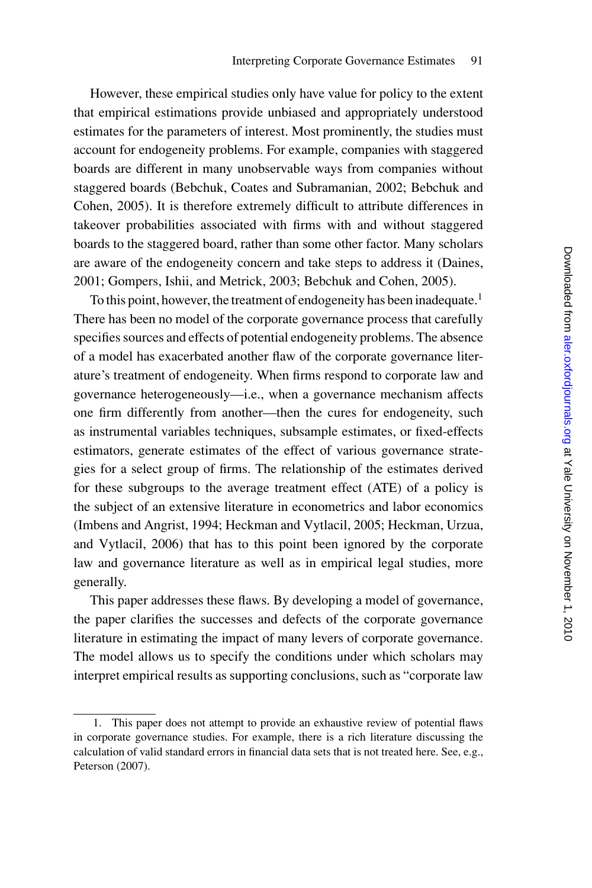However, these empirical studies only have value for policy to the extent that empirical estimations provide unbiased and appropriately understood estimates for the parameters of interest. Most prominently, the studies must account for endogeneity problems. For example, companies with staggered boards are different in many unobservable ways from companies without staggered boards (Bebchuk, Coates and Subramanian, 2002; Bebchuk and Cohen, 2005). It is therefore extremely difficult to attribute differences in takeover probabilities associated with firms with and without staggered boards to the staggered board, rather than some other factor. Many scholars are aware of the endogeneity concern and take steps to address it (Daines, 2001; Gompers, Ishii, and Metrick, 2003; Bebchuk and Cohen, 2005).

To this point, however, the treatment of endogeneity has been inadequate.[1] There has been no model of the corporate governance process that carefully specifies sources and effects of potential endogeneity problems. The absence of a model has exacerbated another flaw of the corporate governance literature's treatment of endogeneity. When firms respond to corporate law and governance heterogeneously—i.e., when a governance mechanism affects one firm differently from another—then the cures for endogeneity, such as instrumental variables techniques, subsample estimates, or fixed-effects estimators, generate estimates of the effect of various governance strategies for a select group of firms. The relationship of the estimates derived for these subgroups to the average treatment effect (ATE) of a policy is the subject of an extensive literature in econometrics and labor economics (Imbens and Angrist, 1994; Heckman and Vytlacil, 2005; Heckman, Urzua, and Vytlacil, 2006) that has to this point been ignored by the corporate law and governance literature as well as in empirical legal studies, more generally.

This paper addresses these flaws. By developing a model of governance, the paper clarifies the successes and defects of the corporate governance literature in estimating the impact of many levers of corporate governance. The model allows us to specify the conditions under which scholars may interpret empirical results as supporting conclusions, such as "corporate law

1. This paper does not attempt to provide an exhaustive review of potential flaws in corporate governance studies. For example, there is a rich literature discussing the calculation of valid standard errors in financial data sets that is not treated here. See, e.g., Peterson (2007).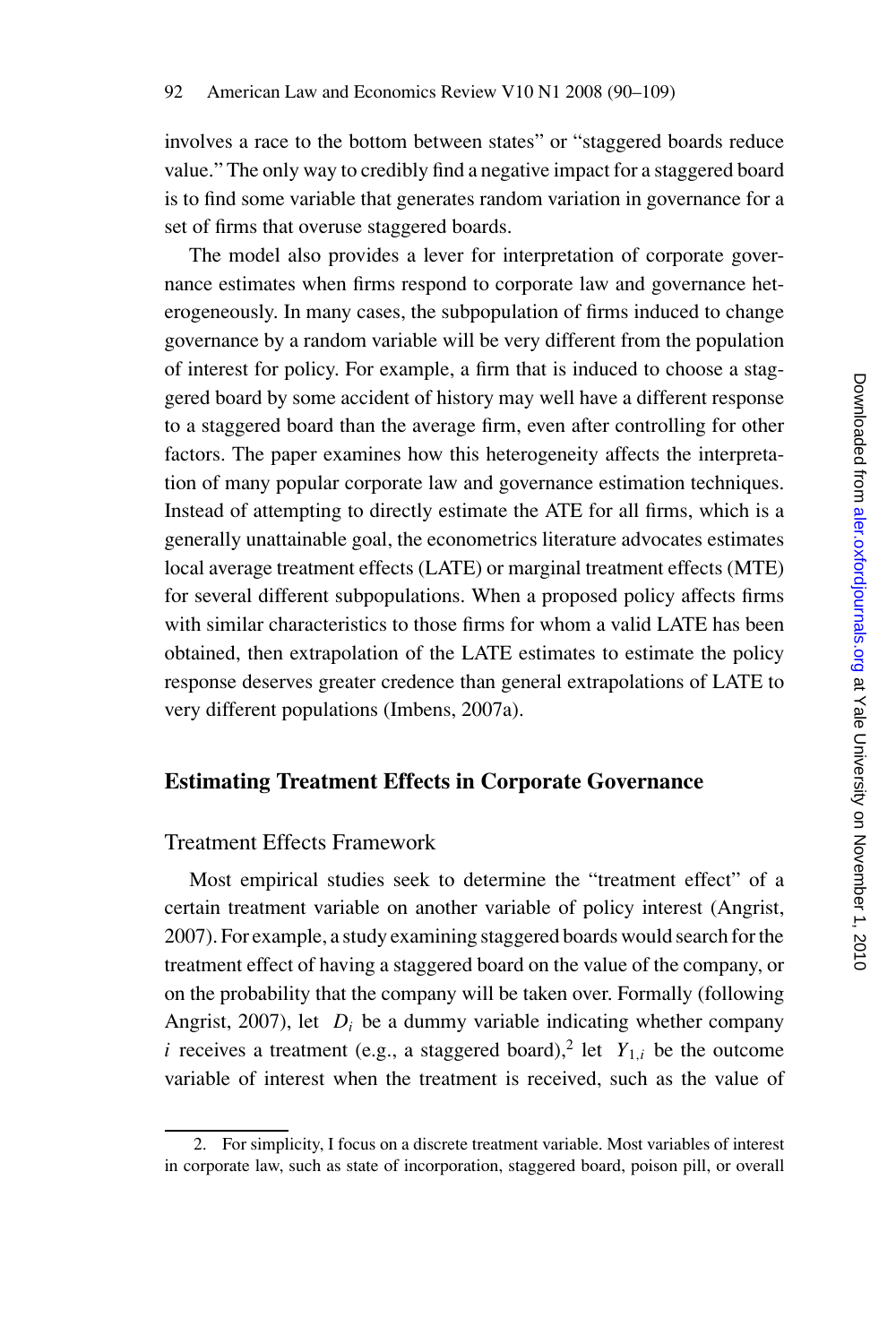involves a race to the bottom between states" or "staggered boards reduce value." The only way to credibly find a negative impact for a staggered board is to find some variable that generates random variation in governance for a set of firms that overuse staggered boards.

The model also provides a lever for interpretation of corporate governance estimates when firms respond to corporate law and governance heterogeneously. In many cases, the subpopulation of firms induced to change governance by a random variable will be very different from the population of interest for policy. For example, a firm that is induced to choose a staggered board by some accident of history may well have a different response to a staggered board than the average firm, even after controlling for other factors. The paper examines how this heterogeneity affects the interpretation of many popular corporate law and governance estimation techniques. Instead of attempting to directly estimate the ATE for all firms, which is a generally unattainable goal, the econometrics literature advocates estimates local average treatment effects (LATE) or marginal treatment effects (MTE) for several different subpopulations. When a proposed policy affects firms with similar characteristics to those firms for whom a valid LATE has been obtained, then extrapolation of the LATE estimates to estimate the policy response deserves greater credence than general extrapolations of LATE to very different populations (Imbens, 2007a).

## Estimating Treatment Effects in Corporate Governance

### Treatment Effects Framework

Most empirical studies seek to determine the "treatment effect" of a certain treatment variable on another variable of policy interest (Angrist, 2007). For example, a study examining staggered boards would search for the treatment effect of having a staggered board on the value of the company, or on the probability that the company will be taken over. Formally (following Angrist, 2007), let $D_i$ be a dummy variable indicating whether company $i$ receives a treatment (e.g., a staggered board),[2] let $Y_{1,i}$ be the outcome variable of interest when the treatment is received, such as the value of

2. For simplicity, I focus on a discrete treatment variable. Most variables of interest in corporate law, such as state of incorporation, staggered board, poison pill, or overall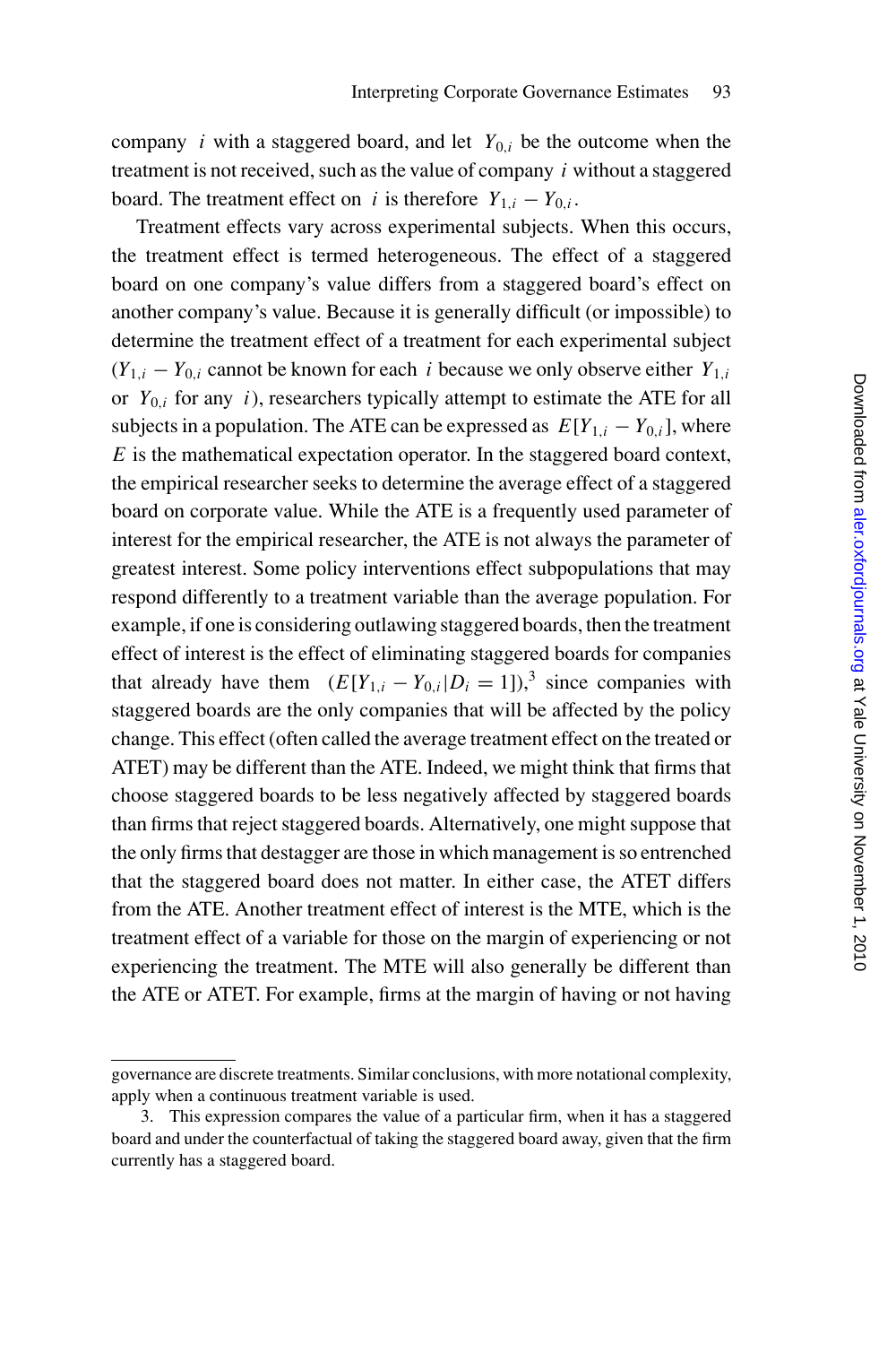company $i$ with a staggered board, and let $Y_{0,i}$ be the outcome when the treatment is not received, such as the value of company $i$ without a staggered board. The treatment effect on $i$ is therefore $Y_{1,i} - Y_{0,i}$.

Treatment effects vary across experimental subjects. When this occurs, the treatment effect is termed heterogeneous. The effect of a staggered board on one company's value differs from a staggered board's effect on another company's value. Because it is generally difficult (or impossible) to determine the treatment effect of a treatment for each experimental subject ($Y_{1,i} - Y_{0,i}$ cannot be known for each $i$ because we only observe either $Y_{1,i}$ or $Y_{0,i}$ for any $i$), researchers typically attempt to estimate the ATE for all subjects in a population. The ATE can be expressed as $E[Y_{1,i} - Y_{0,i}]$, where $E$ is the mathematical expectation operator. In the staggered board context, the empirical researcher seeks to determine the average effect of a staggered board on corporate value. While the ATE is a frequently used parameter of interest for the empirical researcher, the ATE is not always the parameter of greatest interest. Some policy interventions effect subpopulations that may respond differently to a treatment variable than the average population. For example, if one is considering outlawing staggered boards, then the treatment effect of interest is the effect of eliminating staggered boards for companies that already have them ($E[Y_{1,i} - Y_{0,i}|D_i = 1]$),[3] since companies with staggered boards are the only companies that will be affected by the policy change. This effect (often called the average treatment effect on the treated or ATET) may be different than the ATE. Indeed, we might think that firms that choose staggered boards to be less negatively affected by staggered boards than firms that reject staggered boards. Alternatively, one might suppose that the only firms that destagger are those in which management is so entrenched that the staggered board does not matter. In either case, the ATET differs from the ATE. Another treatment effect of interest is the MTE, which is the treatment effect of a variable for those on the margin of experiencing or not experiencing the treatment. The MTE will also generally be different than the ATE or ATET. For example, firms at the margin of having or not having

---

governance are discrete treatments. Similar conclusions, with more notational complexity, apply when a continuous treatment variable is used.

3. This expression compares the value of a particular firm, when it has a staggered board and under the counterfactual of taking the staggered board away, given that the firm currently has a staggered board.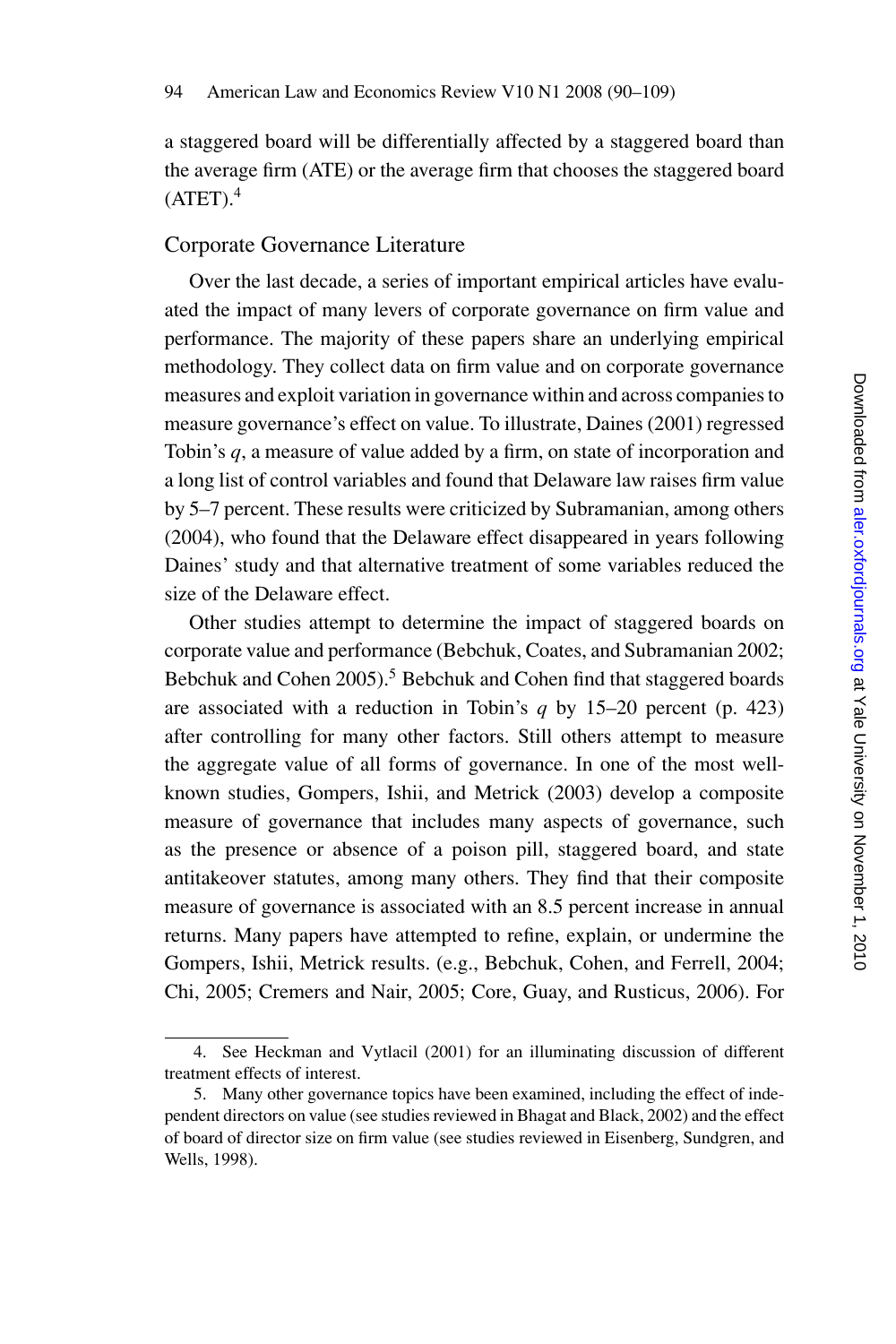a staggered board will be differentially affected by a staggered board than the average firm (ATE) or the average firm that chooses the staggered board (ATET).[4]

## Corporate Governance Literature

Over the last decade, a series of important empirical articles have evaluated the impact of many levers of corporate governance on firm value and performance. The majority of these papers share an underlying empirical methodology. They collect data on firm value and on corporate governance measures and exploit variation in governance within and across companies to measure governance's effect on value. To illustrate, Daines (2001) regressed Tobin's $q$, a measure of value added by a firm, on state of incorporation and a long list of control variables and found that Delaware law raises firm value by 5–7 percent. These results were criticized by Subramanian, among others (2004), who found that the Delaware effect disappeared in years following Daines' study and that alternative treatment of some variables reduced the size of the Delaware effect.

Other studies attempt to determine the impact of staggered boards on corporate value and performance (Bebchuk, Coates, and Subramanian 2002; Bebchuk and Cohen 2005).[5] Bebchuk and Cohen find that staggered boards are associated with a reduction in Tobin's $q$ by 15–20 percent (p. 423) after controlling for many other factors. Still others attempt to measure the aggregate value of all forms of governance. In one of the most well-known studies, Gompers, Ishii, and Metrick (2003) develop a composite measure of governance that includes many aspects of governance, such as the presence or absence of a poison pill, staggered board, and state antitakeover statutes, among many others. They find that their composite measure of governance is associated with an 8.5 percent increase in annual returns. Many papers have attempted to refine, explain, or undermine the Gompers, Ishii, Metrick results. (e.g., Bebchuk, Cohen, and Ferrell, 2004; Chi, 2005; Cremers and Nair, 2005; Core, Guay, and Rusticus, 2006). For

---

4. See Heckman and Vytlacil (2001) for an illuminating discussion of different treatment effects of interest.

5. Many other governance topics have been examined, including the effect of independent directors on value (see studies reviewed in Bhagat and Black, 2002) and the effect of board of director size on firm value (see studies reviewed in Eisenberg, Sundgren, and Wells, 1998).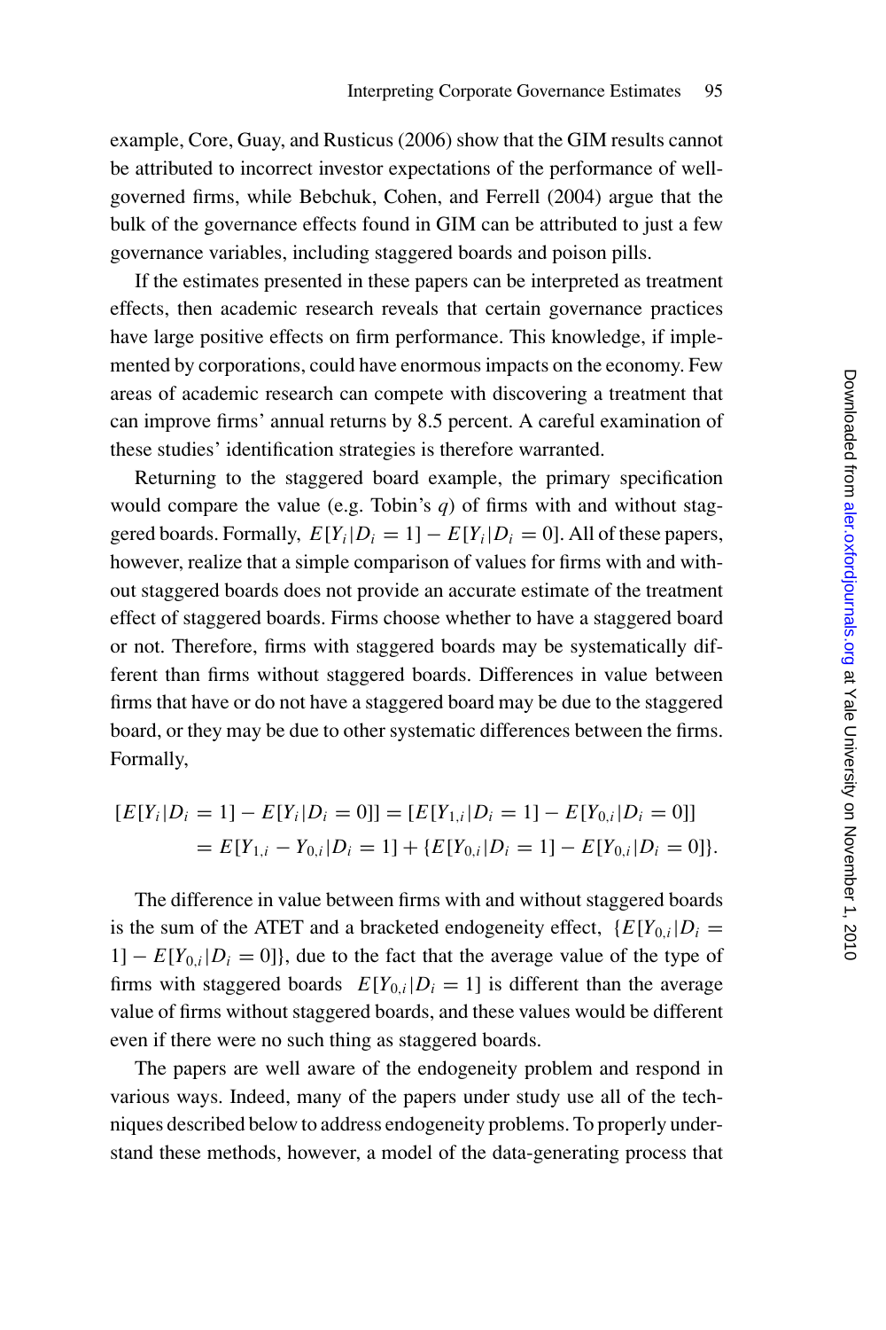example, Core, Guay, and Rusticus (2006) show that the GIM results cannot be attributed to incorrect investor expectations of the performance of well-governed firms, while Bebchuk, Cohen, and Ferrell (2004) argue that the bulk of the governance effects found in GIM can be attributed to just a few governance variables, including staggered boards and poison pills.

If the estimates presented in these papers can be interpreted as treatment effects, then academic research reveals that certain governance practices have large positive effects on firm performance. This knowledge, if implemented by corporations, could have enormous impacts on the economy. Few areas of academic research can compete with discovering a treatment that can improve firms' annual returns by 8.5 percent. A careful examination of these studies' identification strategies is therefore warranted.

Returning to the staggered board example, the primary specification would compare the value (e.g. Tobin's $q$) of firms with and without staggered boards. Formally, $E[Y_i|D_i = 1] - E[Y_i|D_i = 0]$. All of these papers, however, realize that a simple comparison of values for firms with and without staggered boards does not provide an accurate estimate of the treatment effect of staggered boards. Firms choose whether to have a staggered board or not. Therefore, firms with staggered boards may be systematically different than firms without staggered boards. Differences in value between firms that have or do not have a staggered board may be due to the staggered board, or they may be due to other systematic differences between the firms. Formally,

$$
\begin{aligned}
[E[Y_i|D_i = 1] - E[Y_i|D_i = 0]] &= [E[Y_{1,i}|D_i = 1] - E[Y_{0,i}|D_i = 0]] \\
&= E[Y_{1,i} - Y_{0,i}|D_i = 1] + \{E[Y_{0,i}|D_i = 1] - E[Y_{0,i}|D_i = 0]\}.
\end{aligned}
$$

The difference in value between firms with and without staggered boards is the sum of the ATET and a bracketed endogeneity effect, $\{E[Y_{0,i}|D_i = 1] - E[Y_{0,i}|D_i = 0]\}$, due to the fact that the average value of the type of firms with staggered boards $E[Y_{0,i}|D_i = 1]$ is different than the average value of firms without staggered boards, and these values would be different even if there were no such thing as staggered boards.

The papers are well aware of the endogeneity problem and respond in various ways. Indeed, many of the papers under study use all of the techniques described below to address endogeneity problems. To properly understand these methods, however, a model of the data-generating process that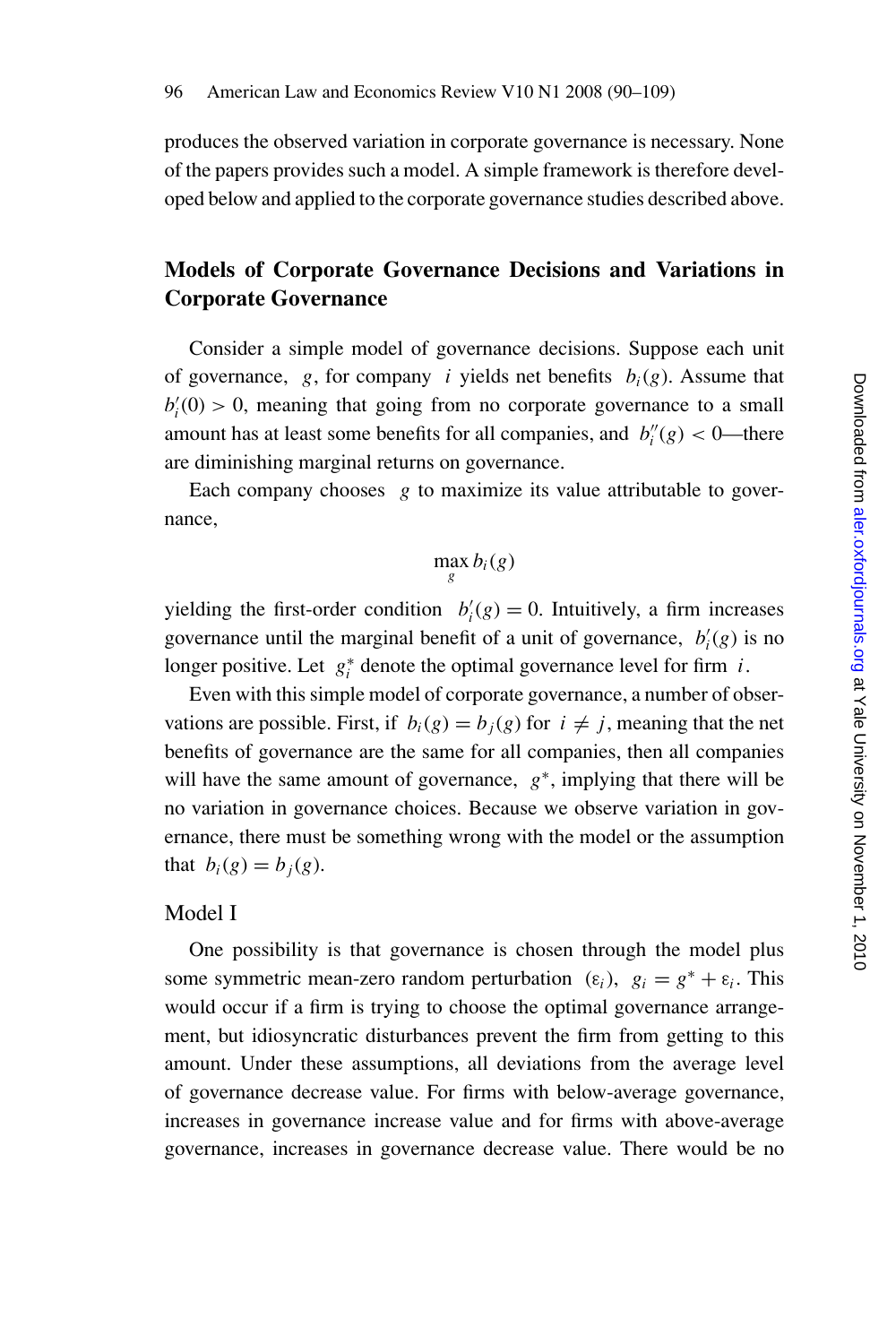produces the observed variation in corporate governance is necessary. None of the papers provides such a model. A simple framework is therefore developed below and applied to the corporate governance studies described above.

## Models of Corporate Governance Decisions and Variations in Corporate Governance

Consider a simple model of governance decisions. Suppose each unit of governance, $g$, for company $i$ yields net benefits $b_i(g)$. Assume that $b_i'(0) > 0$, meaning that going from no corporate governance to a small amount has at least some benefits for all companies, and $b_i''(g) < 0$—there are diminishing marginal returns on governance.

Each company chooses $g$ to maximize its value attributable to governance,

$$\max_g b_i(g)$$

yielding the first-order condition $b_i'(g) = 0$. Intuitively, a firm increases governance until the marginal benefit of a unit of governance, $b_i'(g)$ is no longer positive. Let $g_i^*$ denote the optimal governance level for firm $i$.

Even with this simple model of corporate governance, a number of observations are possible. First, if $b_i(g) = b_j(g)$ for $i \neq j$, meaning that the net benefits of governance are the same for all companies, then all companies will have the same amount of governance, $g^*$, implying that there will be no variation in governance choices. Because we observe variation in governance, there must be something wrong with the model or the assumption that $b_i(g) = b_j(g)$.

### Model I

One possibility is that governance is chosen through the model plus some symmetric mean-zero random perturbation $(\varepsilon_i)$, $g_i = g^* + \varepsilon_i$. This would occur if a firm is trying to choose the optimal governance arrangement, but idiosyncratic disturbances prevent the firm from getting to this amount. Under these assumptions, all deviations from the average level of governance decrease value. For firms with below-average governance, increases in governance increase value and for firms with above-average governance, increases in governance decrease value. There would be no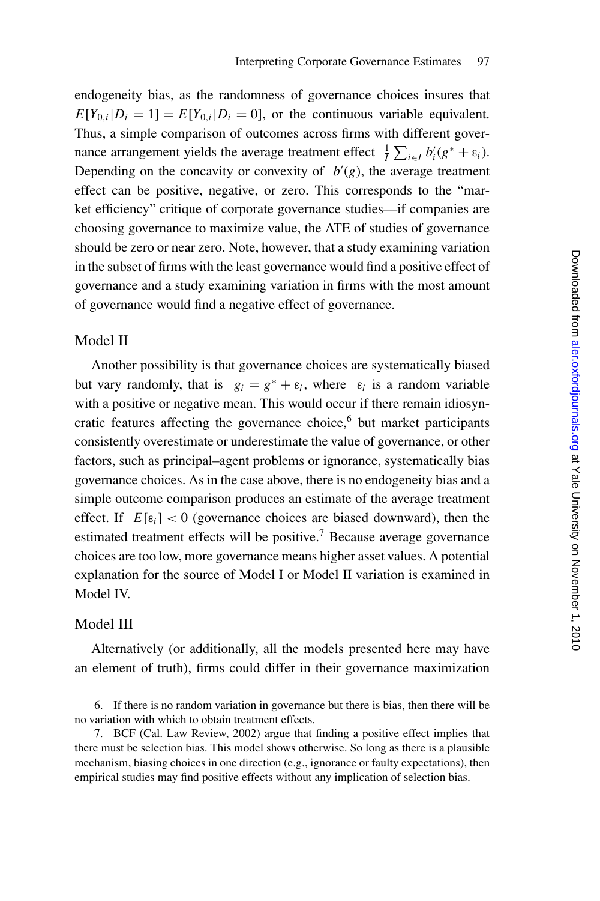endogeneity bias, as the randomness of governance choices insures that $E[Y_{0,i}|D_i = 1] = E[Y_{0,i}|D_i = 0]$, or the continuous variable equivalent. Thus, a simple comparison of outcomes across firms with different governance arrangement yields the average treatment effect $\frac{1}{I}\sum_{i \in I} b_i'(g^* + \varepsilon_i)$. Depending on the concavity or convexity of $b'(g)$, the average treatment effect can be positive, negative, or zero. This corresponds to the "market efficiency" critique of corporate governance studies—if companies are choosing governance to maximize value, the ATE of studies of governance should be zero or near zero. Note, however, that a study examining variation in the subset of firms with the least governance would find a positive effect of governance and a study examining variation in firms with the most amount of governance would find a negative effect of governance.

## Model II

Another possibility is that governance choices are systematically biased but vary randomly, that is $g_i = g^* + \varepsilon_i$, where $\varepsilon_i$ is a random variable with a positive or negative mean. This would occur if there remain idiosyncratic features affecting the governance choice,[6] but market participants consistently overestimate or underestimate the value of governance, or other factors, such as principal–agent problems or ignorance, systematically bias governance choices. As in the case above, there is no endogeneity bias and a simple outcome comparison produces an estimate of the average treatment effect. If $E[\varepsilon_i] < 0$ (governance choices are biased downward), then the estimated treatment effects will be positive.[7] Because average governance choices are too low, more governance means higher asset values. A potential explanation for the source of Model I or Model II variation is examined in Model IV.

## Model III

Alternatively (or additionally, all the models presented here may have an element of truth), firms could differ in their governance maximization

---

6. If there is no random variation in governance but there is bias, then there will be no variation with which to obtain treatment effects.

7. BCF (Cal. Law Review, 2002) argue that finding a positive effect implies that there must be selection bias. This model shows otherwise. So long as there is a plausible mechanism, biasing choices in one direction (e.g., ignorance or faulty expectations), then empirical studies may find positive effects without any implication of selection bias.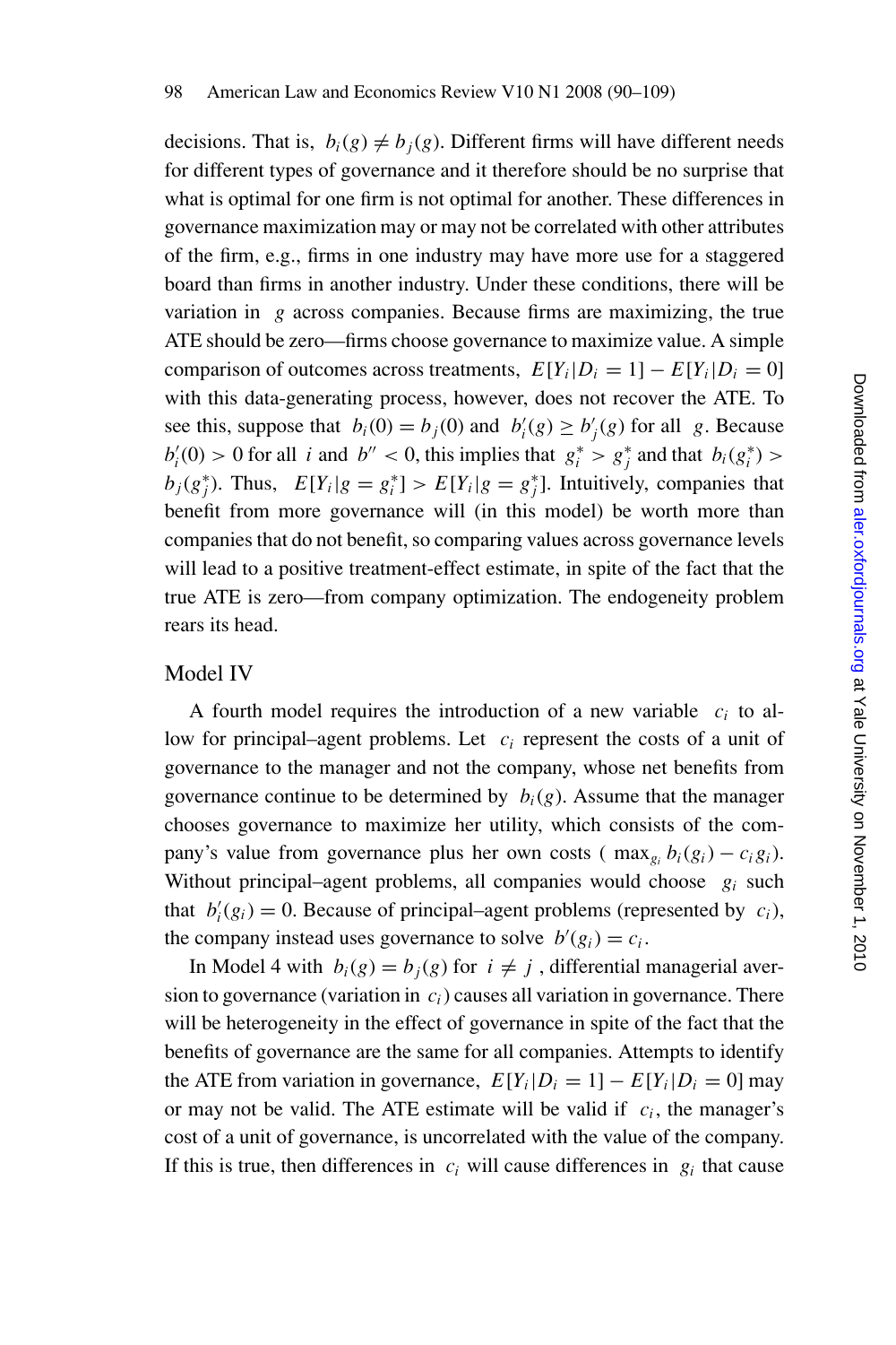decisions. That is, $b_i(g) \neq b_j(g)$. Different firms will have different needs for different types of governance and it therefore should be no surprise that what is optimal for one firm is not optimal for another. These differences in governance maximization may or may not be correlated with other attributes of the firm, e.g., firms in one industry may have more use for a staggered board than firms in another industry. Under these conditions, there will be variation in $g$ across companies. Because firms are maximizing, the true ATE should be zero—firms choose governance to maximize value. A simple comparison of outcomes across treatments, $E[Y_i|D_i = 1] - E[Y_i|D_i = 0]$ with this data-generating process, however, does not recover the ATE. To see this, suppose that $b_i(0) = b_j(0)$ and $b_i'(g) \geq b_j'(g)$ for all $g$. Because $b_i'(0) > 0$ for all $i$ and $b'' < 0$, this implies that $g_i^* > g_j^*$ and that $b_i(g_i^*) > b_j(g_j^*)$. Thus, $E[Y_i|g = g_i^*] > E[Y_i|g = g_j^*]$. Intuitively, companies that benefit from more governance will (in this model) be worth more than companies that do not benefit, so comparing values across governance levels will lead to a positive treatment-effect estimate, in spite of the fact that the true ATE is zero—from company optimization. The endogeneity problem rears its head.

## Model IV

A fourth model requires the introduction of a new variable $c_i$ to allow for principal–agent problems. Let $c_i$ represent the costs of a unit of governance to the manager and not the company, whose net benefits from governance continue to be determined by $b_i(g)$. Assume that the manager chooses governance to maximize her utility, which consists of the company's value from governance plus her own costs ( $\max_{g_i} b_i(g_i) - c_i g_i$). Without principal–agent problems, all companies would choose $g_i$ such that $b_i'(g_i) = 0$. Because of principal–agent problems (represented by $c_i$), the company instead uses governance to solve $b'(g_i) = c_i$.

In Model 4 with $b_i(g) = b_j(g)$ for $i \neq j$ , differential managerial aversion to governance (variation in $c_i$) causes all variation in governance. There will be heterogeneity in the effect of governance in spite of the fact that the benefits of governance are the same for all companies. Attempts to identify the ATE from variation in governance, $E[Y_i|D_i = 1] - E[Y_i|D_i = 0]$ may or may not be valid. The ATE estimate will be valid if $c_i$, the manager's cost of a unit of governance, is uncorrelated with the value of the company. If this is true, then differences in $c_i$ will cause differences in $g_i$ that cause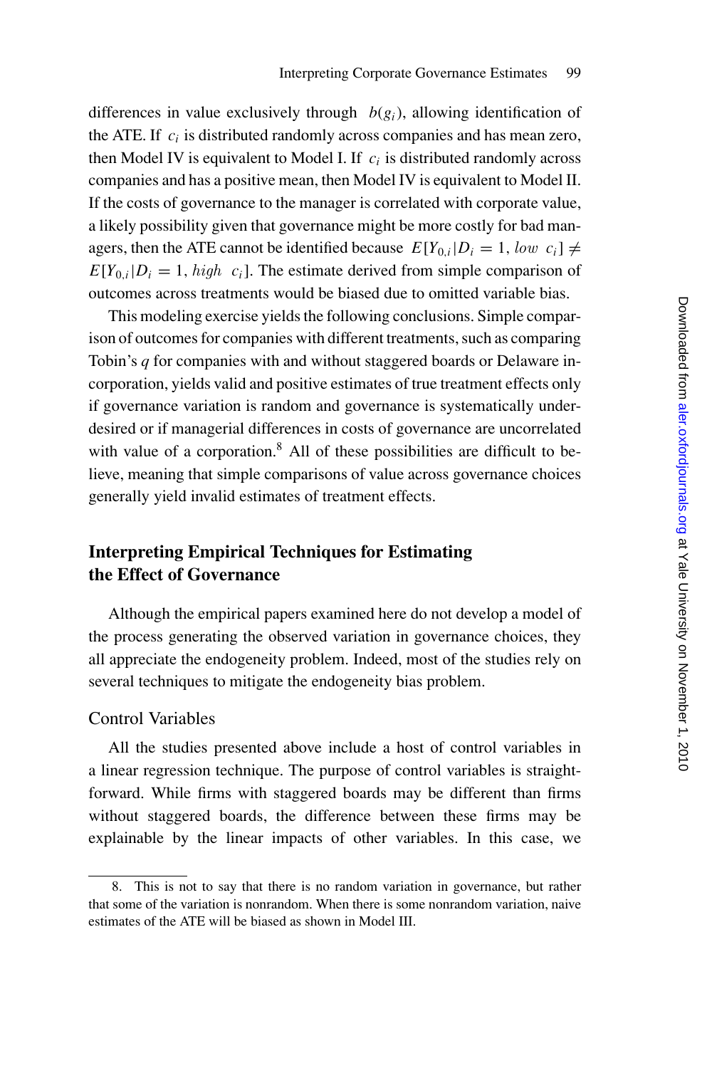differences in value exclusively through $b(g_i)$, allowing identification of the ATE. If $c_i$ is distributed randomly across companies and has mean zero, then Model IV is equivalent to Model I. If $c_i$ is distributed randomly across companies and has a positive mean, then Model IV is equivalent to Model II. If the costs of governance to the manager is correlated with corporate value, a likely possibility given that governance might be more costly for bad managers, then the ATE cannot be identified because $E[Y_{0,i}|D_i = 1, low\ \ c_i] \neq E[Y_{0,i}|D_i = 1, high\ \ c_i]$. The estimate derived from simple comparison of outcomes across treatments would be biased due to omitted variable bias.

This modeling exercise yields the following conclusions. Simple comparison of outcomes for companies with different treatments, such as comparing Tobin's *q* for companies with and without staggered boards or Delaware incorporation, yields valid and positive estimates of true treatment effects only if governance variation is random and governance is systematically underdesired or if managerial differences in costs of governance are uncorrelated with value of a corporation.[8] All of these possibilities are difficult to believe, meaning that simple comparisons of value across governance choices generally yield invalid estimates of treatment effects.

## Interpreting Empirical Techniques for Estimating the Effect of Governance

Although the empirical papers examined here do not develop a model of the process generating the observed variation in governance choices, they all appreciate the endogeneity problem. Indeed, most of the studies rely on several techniques to mitigate the endogeneity bias problem.

### Control Variables

All the studies presented above include a host of control variables in a linear regression technique. The purpose of control variables is straightforward. While firms with staggered boards may be different than firms without staggered boards, the difference between these firms may be explainable by the linear impacts of other variables. In this case, we

8. This is not to say that there is no random variation in governance, but rather that some of the variation is nonrandom. When there is some nonrandom variation, naive estimates of the ATE will be biased as shown in Model III.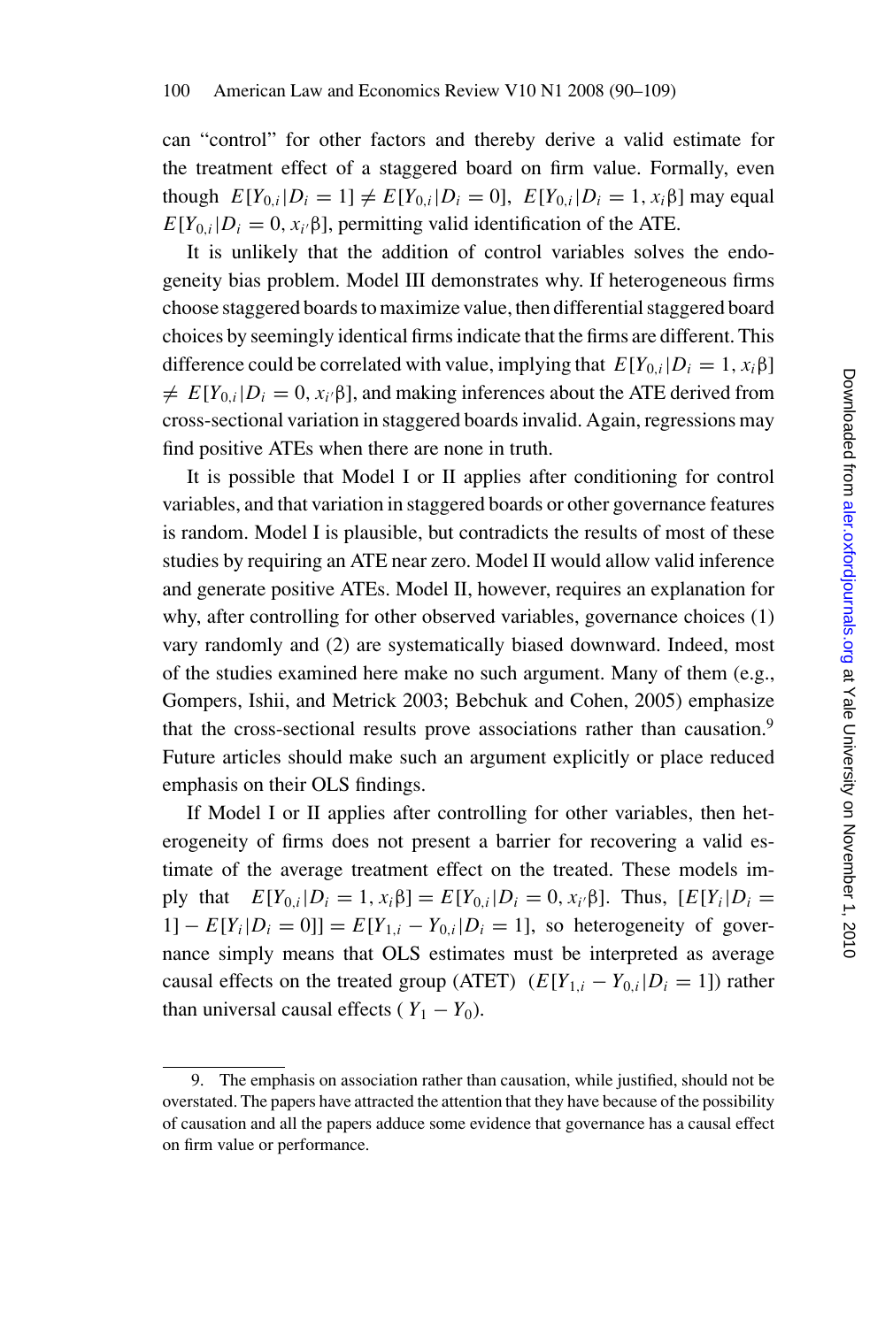can "control" for other factors and thereby derive a valid estimate for the treatment effect of a staggered board on firm value. Formally, even though $E[Y_{0,i}|D_i = 1] \neq E[Y_{0,i}|D_i = 0]$, $E[Y_{0,i}|D_i = 1, x_i\beta]$ may equal $E[Y_{0,i}|D_i = 0, x_{i'}\beta]$, permitting valid identification of the ATE.

It is unlikely that the addition of control variables solves the endogeneity bias problem. Model III demonstrates why. If heterogeneous firms choose staggered boards to maximize value, then differential staggered board choices by seemingly identical firms indicate that the firms are different. This difference could be correlated with value, implying that $E[Y_{0,i}|D_i = 1, x_i\beta] \neq E[Y_{0,i}|D_i = 0, x_{i'}\beta]$, and making inferences about the ATE derived from cross-sectional variation in staggered boards invalid. Again, regressions may find positive ATEs when there are none in truth.

It is possible that Model I or II applies after conditioning for control variables, and that variation in staggered boards or other governance features is random. Model I is plausible, but contradicts the results of most of these studies by requiring an ATE near zero. Model II would allow valid inference and generate positive ATEs. Model II, however, requires an explanation for why, after controlling for other observed variables, governance choices (1) vary randomly and (2) are systematically biased downward. Indeed, most of the studies examined here make no such argument. Many of them (e.g., Gompers, Ishii, and Metrick 2003; Bebchuk and Cohen, 2005) emphasize that the cross-sectional results prove associations rather than causation.[9] Future articles should make such an argument explicitly or place reduced emphasis on their OLS findings.

If Model I or II applies after controlling for other variables, then heterogeneity of firms does not present a barrier for recovering a valid estimate of the average treatment effect on the treated. These models imply that $E[Y_{0,i}|D_i = 1, x_i\beta] = E[Y_{0,i}|D_i = 0, x_{i'}\beta]$. Thus, $[E[Y_i|D_i = 1] - E[Y_i|D_i = 0]] = E[Y_{1,i} - Y_{0,i}|D_i = 1]$, so heterogeneity of governance simply means that OLS estimates must be interpreted as average causal effects on the treated group (ATET) $(E[Y_{1,i} - Y_{0,i}|D_i = 1])$ rather than universal causal effects $(Y_1 - Y_0)$.

9. The emphasis on association rather than causation, while justified, should not be overstated. The papers have attracted the attention that they have because of the possibility of causation and all the papers adduce some evidence that governance has a causal effect on firm value or performance.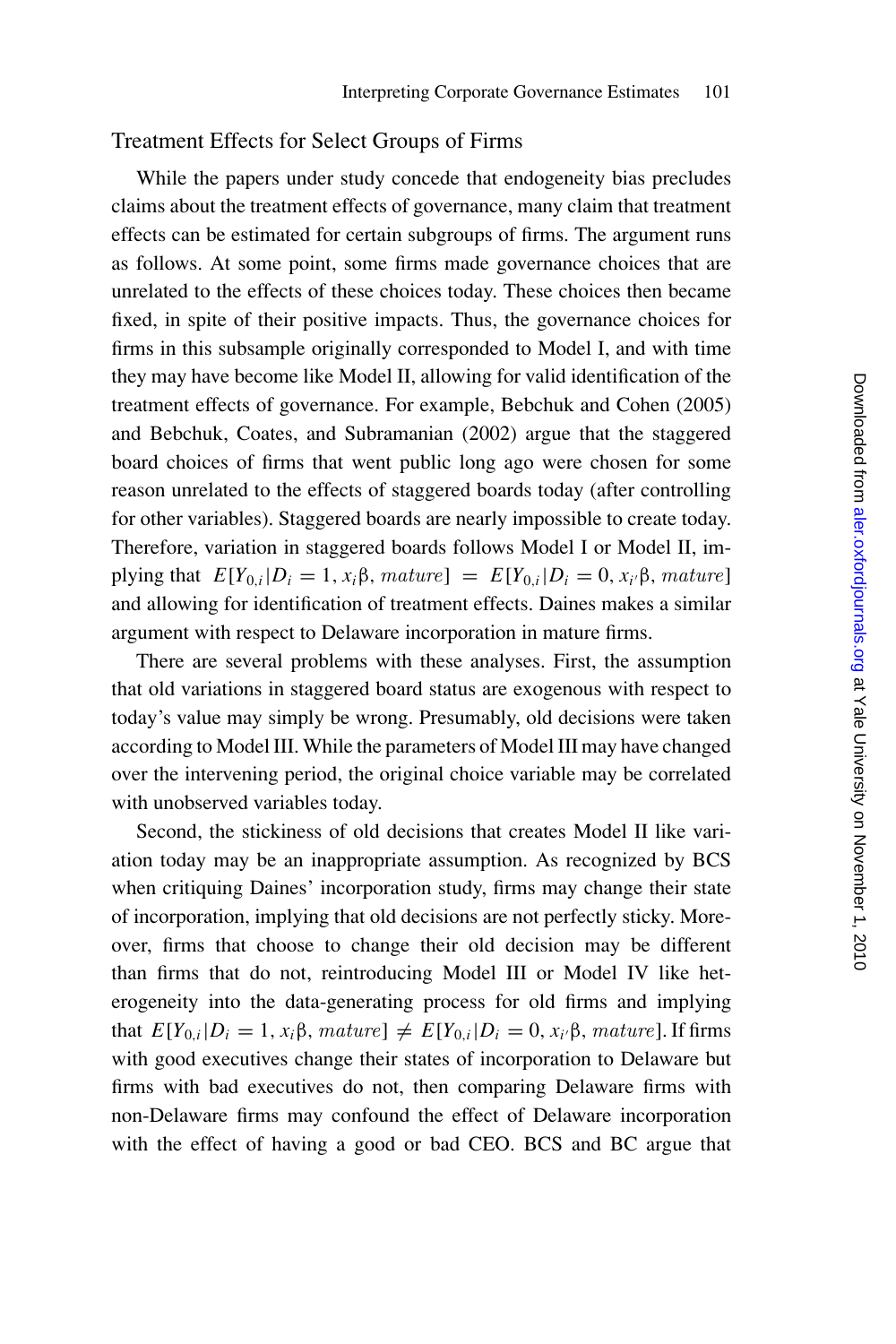## Treatment Effects for Select Groups of Firms

While the papers under study concede that endogeneity bias precludes claims about the treatment effects of governance, many claim that treatment effects can be estimated for certain subgroups of firms. The argument runs as follows. At some point, some firms made governance choices that are unrelated to the effects of these choices today. These choices then became fixed, in spite of their positive impacts. Thus, the governance choices for firms in this subsample originally corresponded to Model I, and with time they may have become like Model II, allowing for valid identification of the treatment effects of governance. For example, Bebchuk and Cohen (2005) and Bebchuk, Coates, and Subramanian (2002) argue that the staggered board choices of firms that went public long ago were chosen for some reason unrelated to the effects of staggered boards today (after controlling for other variables). Staggered boards are nearly impossible to create today. Therefore, variation in staggered boards follows Model I or Model II, implying that $E[Y_{0,i}|D_i = 1, x_i\beta, mature] = E[Y_{0,i}|D_i = 0, x_{i'}\beta, mature]$ and allowing for identification of treatment effects. Daines makes a similar argument with respect to Delaware incorporation in mature firms.

There are several problems with these analyses. First, the assumption that old variations in staggered board status are exogenous with respect to today's value may simply be wrong. Presumably, old decisions were taken according to Model III. While the parameters of Model III may have changed over the intervening period, the original choice variable may be correlated with unobserved variables today.

Second, the stickiness of old decisions that creates Model II like variation today may be an inappropriate assumption. As recognized by BCS when critiquing Daines' incorporation study, firms may change their state of incorporation, implying that old decisions are not perfectly sticky. Moreover, firms that choose to change their old decision may be different than firms that do not, reintroducing Model III or Model IV like heterogeneity into the data-generating process for old firms and implying that $E[Y_{0,i}|D_i = 1, x_i\beta, mature] \neq E[Y_{0,i}|D_i = 0, x_{i'}\beta, mature]$. If firms with good executives change their states of incorporation to Delaware but firms with bad executives do not, then comparing Delaware firms with non-Delaware firms may confound the effect of Delaware incorporation with the effect of having a good or bad CEO. BCS and BC argue that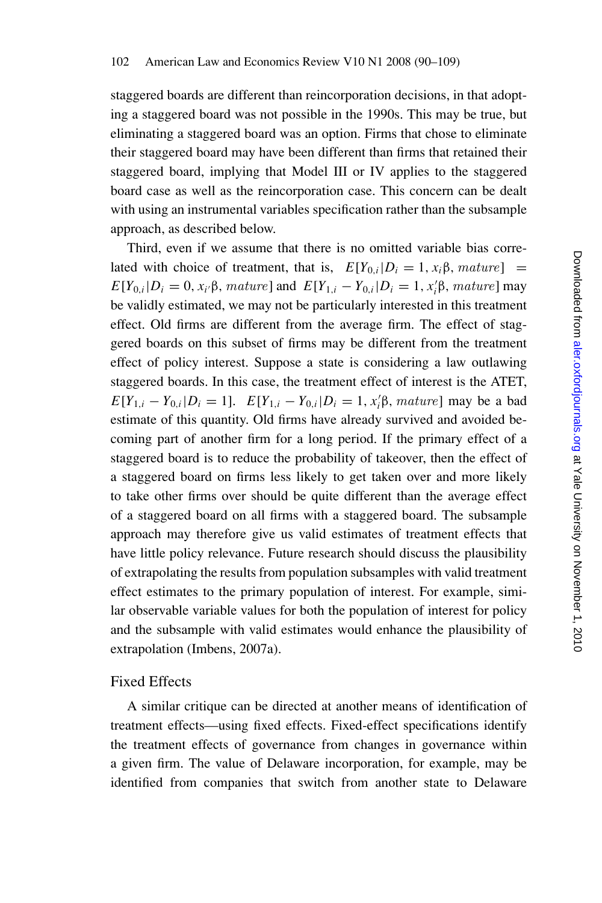staggered boards are different than reincorporation decisions, in that adopting a staggered board was not possible in the 1990s. This may be true, but eliminating a staggered board was an option. Firms that chose to eliminate their staggered board may have been different than firms that retained their staggered board, implying that Model III or IV applies to the staggered board case as well as the reincorporation case. This concern can be dealt with using an instrumental variables specification rather than the subsample approach, as described below.

Third, even if we assume that there is no omitted variable bias correlated with choice of treatment, that is, $E[Y_{0,i}|D_i = 1, x_i\beta, mature] = E[Y_{0,i}|D_i = 0, x_{i'}\beta, mature]$ and $E[Y_{1,i} - Y_{0,i}|D_i = 1, x_i'\beta, mature]$ may be validly estimated, we may not be particularly interested in this treatment effect. Old firms are different from the average firm. The effect of staggered boards on this subset of firms may be different from the treatment effect of policy interest. Suppose a state is considering a law outlawing staggered boards. In this case, the treatment effect of interest is the ATET, $E[Y_{1,i} - Y_{0,i}|D_i = 1]$. $E[Y_{1,i} - Y_{0,i}|D_i = 1, x_i'\beta, mature]$ may be a bad estimate of this quantity. Old firms have already survived and avoided becoming part of another firm for a long period. If the primary effect of a staggered board is to reduce the probability of takeover, then the effect of a staggered board on firms less likely to get taken over and more likely to take other firms over should be quite different than the average effect of a staggered board on all firms with a staggered board. The subsample approach may therefore give us valid estimates of treatment effects that have little policy relevance. Future research should discuss the plausibility of extrapolating the results from population subsamples with valid treatment effect estimates to the primary population of interest. For example, similar observable variable values for both the population of interest for policy and the subsample with valid estimates would enhance the plausibility of extrapolation (Imbens, 2007a).

## Fixed Effects

A similar critique can be directed at another means of identification of treatment effects—using fixed effects. Fixed-effect specifications identify the treatment effects of governance from changes in governance within a given firm. The value of Delaware incorporation, for example, may be identified from companies that switch from another state to Delaware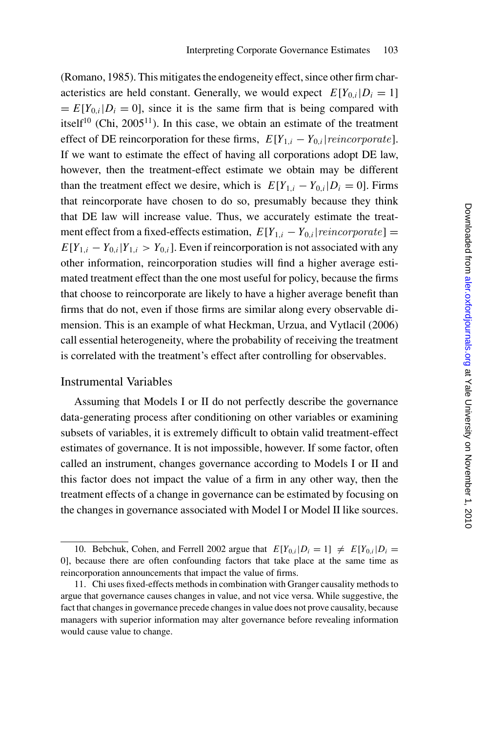(Romano, 1985). This mitigates the endogeneity effect, since other firm characteristics are held constant. Generally, we would expect $E[Y_{0,i}|D_i = 1] = E[Y_{0,i}|D_i = 0]$, since it is the same firm that is being compared with itself[10] (Chi, 2005[11]). In this case, we obtain an estimate of the treatment effect of DE reincorporation for these firms, $E[Y_{1,i} - Y_{0,i}|reincorporate]$. If we want to estimate the effect of having all corporations adopt DE law, however, then the treatment-effect estimate we obtain may be different than the treatment effect we desire, which is $E[Y_{1,i} - Y_{0,i}|D_i = 0]$. Firms that reincorporate have chosen to do so, presumably because they think that DE law will increase value. Thus, we accurately estimate the treatment effect from a fixed-effects estimation, $E[Y_{1,i} - Y_{0,i}|reincorporate] = E[Y_{1,i} - Y_{0,i}|Y_{1,i} > Y_{0,i}]$. Even if reincorporation is not associated with any other information, reincorporation studies will find a higher average estimated treatment effect than the one most useful for policy, because the firms that choose to reincorporate are likely to have a higher average benefit than firms that do not, even if those firms are similar along every observable dimension. This is an example of what Heckman, Urzua, and Vytlacil (2006) call essential heterogeneity, where the probability of receiving the treatment is correlated with the treatment's effect after controlling for observables.

## Instrumental Variables

Assuming that Models I or II do not perfectly describe the governance data-generating process after conditioning on other variables or examining subsets of variables, it is extremely difficult to obtain valid treatment-effect estimates of governance. It is not impossible, however. If some factor, often called an instrument, changes governance according to Models I or II and this factor does not impact the value of a firm in any other way, then the treatment effects of a change in governance can be estimated by focusing on the changes in governance associated with Model I or Model II like sources.

---

10. Bebchuk, Cohen, and Ferrell 2002 argue that $E[Y_{0,i}|D_i = 1] \neq E[Y_{0,i}|D_i = 0]$, because there are often confounding factors that take place at the same time as reincorporation announcements that impact the value of firms.

11. Chi uses fixed-effects methods in combination with Granger causality methods to argue that governance causes changes in value, and not vice versa. While suggestive, the fact that changes in governance precede changes in value does not prove causality, because managers with superior information may alter governance before revealing information would cause value to change.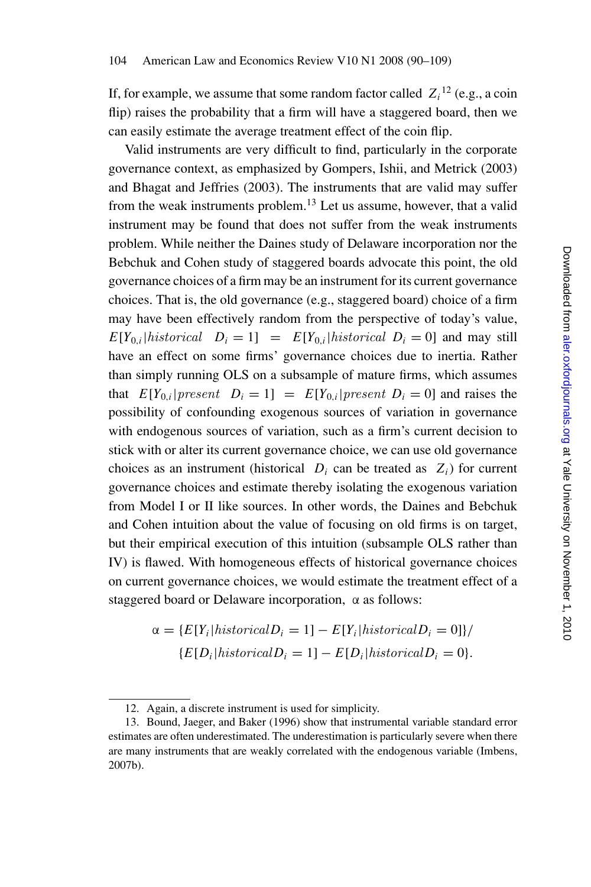If, for example, we assume that some random factor called $Z_i$[12] (e.g., a coin flip) raises the probability that a firm will have a staggered board, then we can easily estimate the average treatment effect of the coin flip.

Valid instruments are very difficult to find, particularly in the corporate governance context, as emphasized by Gompers, Ishii, and Metrick (2003) and Bhagat and Jeffries (2003). The instruments that are valid may suffer from the weak instruments problem.[13] Let us assume, however, that a valid instrument may be found that does not suffer from the weak instruments problem. While neither the Daines study of Delaware incorporation nor the Bebchuk and Cohen study of staggered boards advocate this point, the old governance choices of a firm may be an instrument for its current governance choices. That is, the old governance (e.g., staggered board) choice of a firm may have been effectively random from the perspective of today's value, $E[Y_{0,i}|historical \;\; D_i = 1] \;=\; E[Y_{0,i}|historical \; D_i = 0]$ and may still have an effect on some firms' governance choices due to inertia. Rather than simply running OLS on a subsample of mature firms, which assumes that $E[Y_{0,i}|present \;\; D_i = 1] \;=\; E[Y_{0,i}|present \; D_i = 0]$ and raises the possibility of confounding exogenous sources of variation in governance with endogenous sources of variation, such as a firm's current decision to stick with or alter its current governance choice, we can use old governance choices as an instrument (historical $D_i$ can be treated as $Z_i$) for current governance choices and estimate thereby isolating the exogenous variation from Model I or II like sources. In other words, the Daines and Bebchuk and Cohen intuition about the value of focusing on old firms is on target, but their empirical execution of this intuition (subsample OLS rather than IV) is flawed. With homogeneous effects of historical governance choices on current governance choices, we would estimate the treatment effect of a staggered board or Delaware incorporation, $\alpha$ as follows:

$$\alpha = \{E[Y_i|historical D_i = 1] - E[Y_i|historical D_i = 0]\}/$$
$$\{E[D_i|historical D_i = 1] - E[D_i|historical D_i = 0\}.$$

12. Again, a discrete instrument is used for simplicity.

13. Bound, Jaeger, and Baker (1996) show that instrumental variable standard error estimates are often underestimated. The underestimation is particularly severe when there are many instruments that are weakly correlated with the endogenous variable (Imbens, 2007b).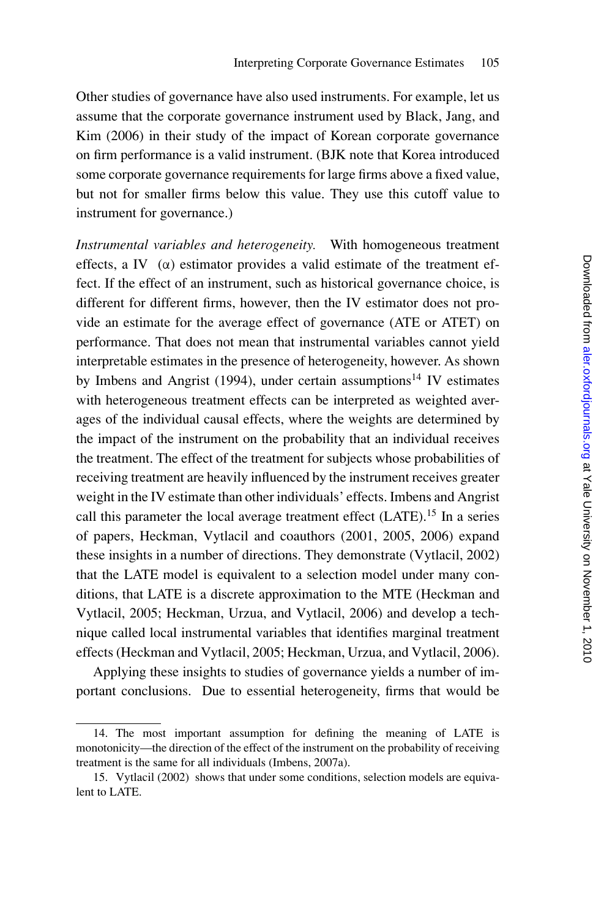Other studies of governance have also used instruments. For example, let us assume that the corporate governance instrument used by Black, Jang, and Kim (2006) in their study of the impact of Korean corporate governance on firm performance is a valid instrument. (BJK note that Korea introduced some corporate governance requirements for large firms above a fixed value, but not for smaller firms below this value. They use this cutoff value to instrument for governance.)

*Instrumental variables and heterogeneity.* With homogeneous treatment effects, a IV ($\alpha$) estimator provides a valid estimate of the treatment effect. If the effect of an instrument, such as historical governance choice, is different for different firms, however, then the IV estimator does not provide an estimate for the average effect of governance (ATE or ATET) on performance. That does not mean that instrumental variables cannot yield interpretable estimates in the presence of heterogeneity, however. As shown by Imbens and Angrist (1994), under certain assumptions[14] IV estimates with heterogeneous treatment effects can be interpreted as weighted averages of the individual causal effects, where the weights are determined by the impact of the instrument on the probability that an individual receives the treatment. The effect of the treatment for subjects whose probabilities of receiving treatment are heavily influenced by the instrument receives greater weight in the IV estimate than other individuals' effects. Imbens and Angrist call this parameter the local average treatment effect (LATE).[15] In a series of papers, Heckman, Vytlacil and coauthors (2001, 2005, 2006) expand these insights in a number of directions. They demonstrate (Vytlacil, 2002) that the LATE model is equivalent to a selection model under many conditions, that LATE is a discrete approximation to the MTE (Heckman and Vytlacil, 2005; Heckman, Urzua, and Vytlacil, 2006) and develop a technique called local instrumental variables that identifies marginal treatment effects (Heckman and Vytlacil, 2005; Heckman, Urzua, and Vytlacil, 2006).

Applying these insights to studies of governance yields a number of important conclusions. Due to essential heterogeneity, firms that would be

14. The most important assumption for defining the meaning of LATE is monotonicity—the direction of the effect of the instrument on the probability of receiving treatment is the same for all individuals (Imbens, 2007a).

15. Vytlacil (2002) shows that under some conditions, selection models are equivalent to LATE.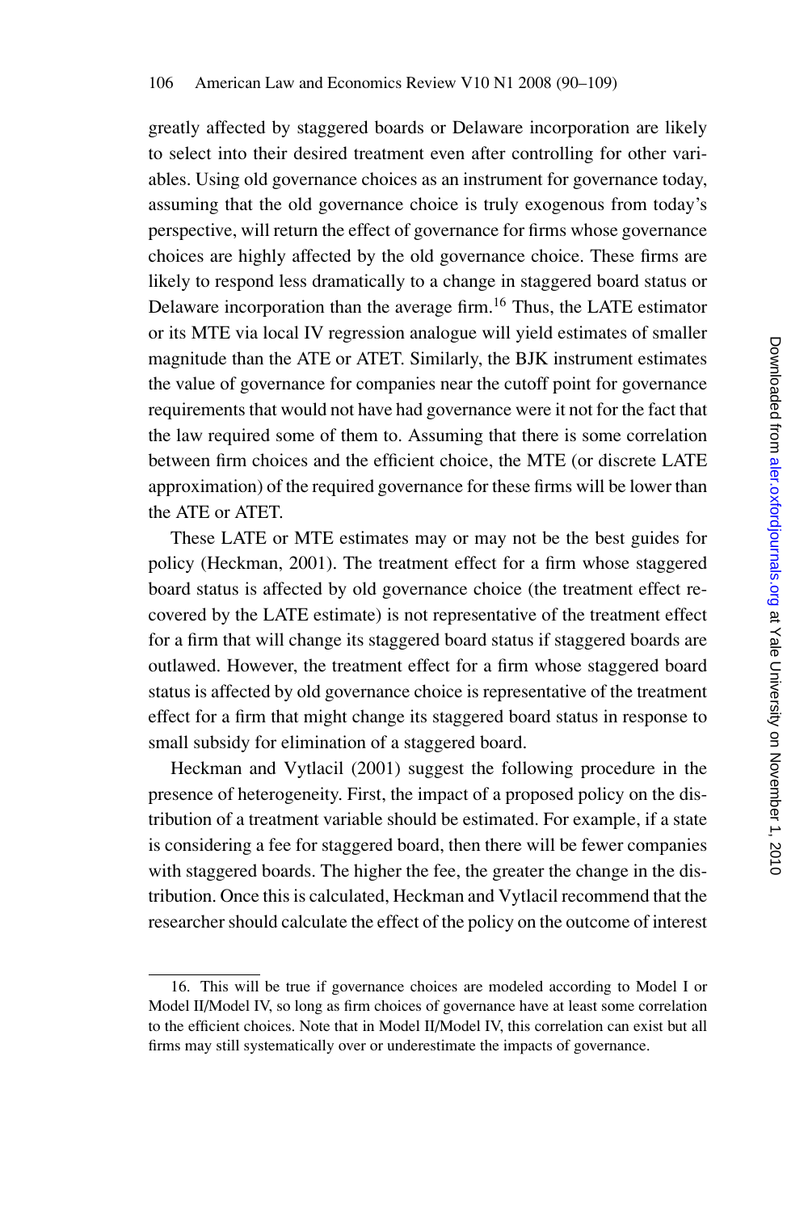greatly affected by staggered boards or Delaware incorporation are likely to select into their desired treatment even after controlling for other variables. Using old governance choices as an instrument for governance today, assuming that the old governance choice is truly exogenous from today's perspective, will return the effect of governance for firms whose governance choices are highly affected by the old governance choice. These firms are likely to respond less dramatically to a change in staggered board status or Delaware incorporation than the average firm.[16] Thus, the LATE estimator or its MTE via local IV regression analogue will yield estimates of smaller magnitude than the ATE or ATET. Similarly, the BJK instrument estimates the value of governance for companies near the cutoff point for governance requirements that would not have had governance were it not for the fact that the law required some of them to. Assuming that there is some correlation between firm choices and the efficient choice, the MTE (or discrete LATE approximation) of the required governance for these firms will be lower than the ATE or ATET.

These LATE or MTE estimates may or may not be the best guides for policy (Heckman, 2001). The treatment effect for a firm whose staggered board status is affected by old governance choice (the treatment effect recovered by the LATE estimate) is not representative of the treatment effect for a firm that will change its staggered board status if staggered boards are outlawed. However, the treatment effect for a firm whose staggered board status is affected by old governance choice is representative of the treatment effect for a firm that might change its staggered board status in response to small subsidy for elimination of a staggered board.

Heckman and Vytlacil (2001) suggest the following procedure in the presence of heterogeneity. First, the impact of a proposed policy on the distribution of a treatment variable should be estimated. For example, if a state is considering a fee for staggered board, then there will be fewer companies with staggered boards. The higher the fee, the greater the change in the distribution. Once this is calculated, Heckman and Vytlacil recommend that the researcher should calculate the effect of the policy on the outcome of interest

16. This will be true if governance choices are modeled according to Model I or Model II/Model IV, so long as firm choices of governance have at least some correlation to the efficient choices. Note that in Model II/Model IV, this correlation can exist but all firms may still systematically over or underestimate the impacts of governance.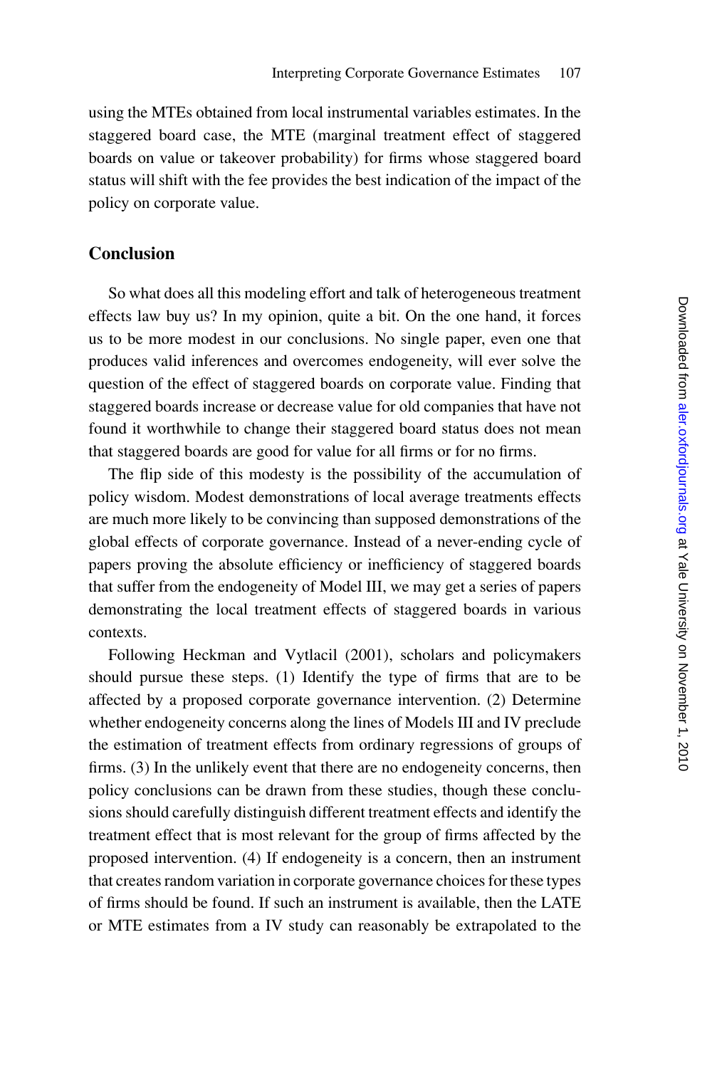using the MTEs obtained from local instrumental variables estimates. In the staggered board case, the MTE (marginal treatment effect of staggered boards on value or takeover probability) for firms whose staggered board status will shift with the fee provides the best indication of the impact of the policy on corporate value.

## Conclusion

So what does all this modeling effort and talk of heterogeneous treatment effects law buy us? In my opinion, quite a bit. On the one hand, it forces us to be more modest in our conclusions. No single paper, even one that produces valid inferences and overcomes endogeneity, will ever solve the question of the effect of staggered boards on corporate value. Finding that staggered boards increase or decrease value for old companies that have not found it worthwhile to change their staggered board status does not mean that staggered boards are good for value for all firms or for no firms.

The flip side of this modesty is the possibility of the accumulation of policy wisdom. Modest demonstrations of local average treatments effects are much more likely to be convincing than supposed demonstrations of the global effects of corporate governance. Instead of a never-ending cycle of papers proving the absolute efficiency or inefficiency of staggered boards that suffer from the endogeneity of Model III, we may get a series of papers demonstrating the local treatment effects of staggered boards in various contexts.

Following Heckman and Vytlacil (2001), scholars and policymakers should pursue these steps. (1) Identify the type of firms that are to be affected by a proposed corporate governance intervention. (2) Determine whether endogeneity concerns along the lines of Models III and IV preclude the estimation of treatment effects from ordinary regressions of groups of firms. (3) In the unlikely event that there are no endogeneity concerns, then policy conclusions can be drawn from these studies, though these conclusions should carefully distinguish different treatment effects and identify the treatment effect that is most relevant for the group of firms affected by the proposed intervention. (4) If endogeneity is a concern, then an instrument that creates random variation in corporate governance choices for these types of firms should be found. If such an instrument is available, then the LATE or MTE estimates from a IV study can reasonably be extrapolated to the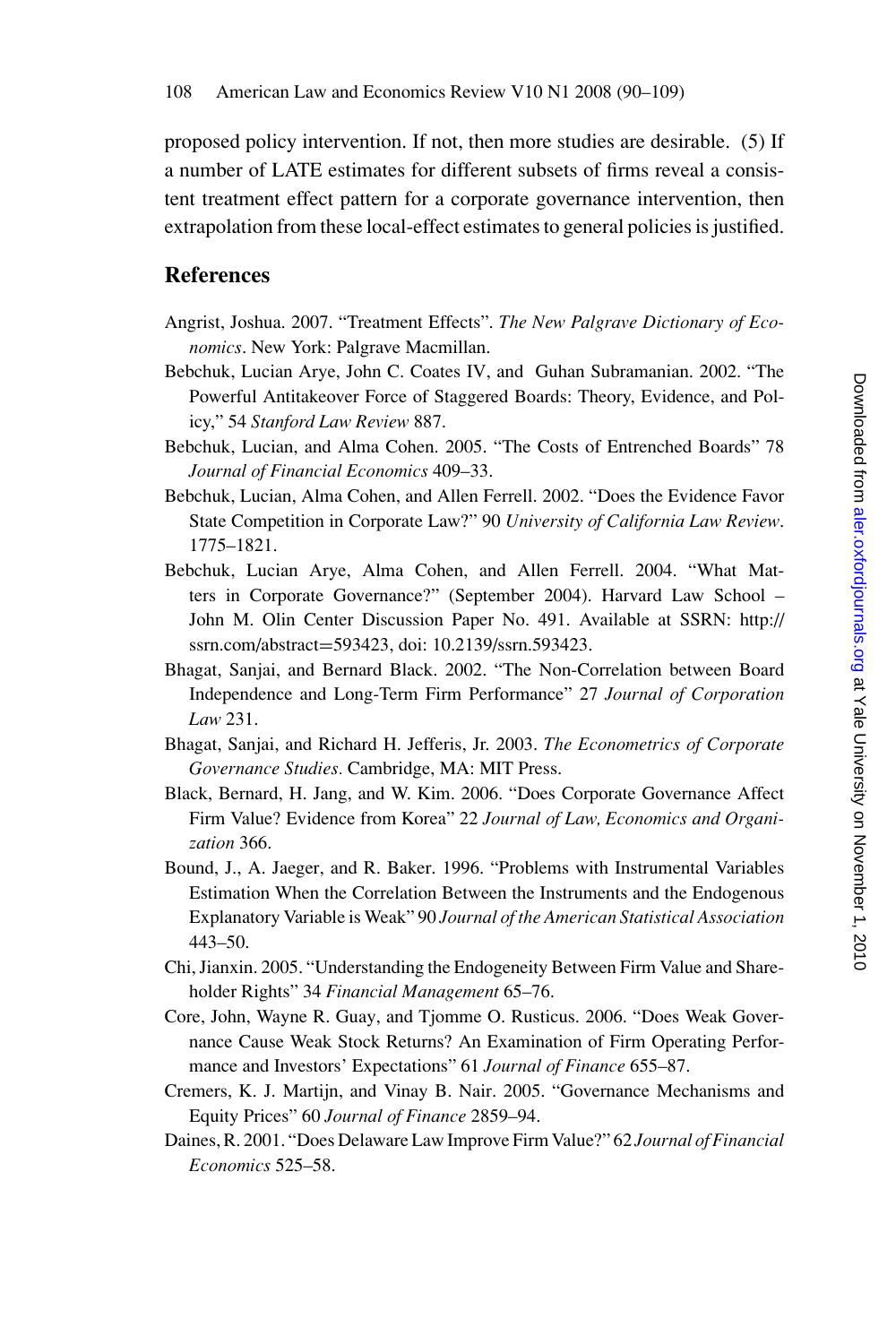proposed policy intervention. If not, then more studies are desirable. (5) If a number of LATE estimates for different subsets of firms reveal a consistent treatment effect pattern for a corporate governance intervention, then extrapolation from these local-effect estimates to general policies is justified.

## References

Angrist, Joshua. 2007. "Treatment Effects". *The New Palgrave Dictionary of Economics*. New York: Palgrave Macmillan.

Bebchuk, Lucian Arye, John C. Coates IV, and Guhan Subramanian. 2002. "The Powerful Antitakeover Force of Staggered Boards: Theory, Evidence, and Policy," 54 *Stanford Law Review* 887.

Bebchuk, Lucian, and Alma Cohen. 2005. "The Costs of Entrenched Boards" 78 *Journal of Financial Economics* 409–33.

Bebchuk, Lucian, Alma Cohen, and Allen Ferrell. 2002. "Does the Evidence Favor State Competition in Corporate Law?" 90 *University of California Law Review*. 1775–1821.

Bebchuk, Lucian Arye, Alma Cohen, and Allen Ferrell. 2004. "What Matters in Corporate Governance?" (September 2004). Harvard Law School – John M. Olin Center Discussion Paper No. 491. Available at SSRN: http://ssrn.com/abstract=593423, doi: 10.2139/ssrn.593423.

Bhagat, Sanjai, and Bernard Black. 2002. "The Non-Correlation between Board Independence and Long-Term Firm Performance" 27 *Journal of Corporation Law* 231.

Bhagat, Sanjai, and Richard H. Jefferis, Jr. 2003. *The Econometrics of Corporate Governance Studies*. Cambridge, MA: MIT Press.

Black, Bernard, H. Jang, and W. Kim. 2006. "Does Corporate Governance Affect Firm Value? Evidence from Korea" 22 *Journal of Law, Economics and Organization* 366.

Bound, J., A. Jaeger, and R. Baker. 1996. "Problems with Instrumental Variables Estimation When the Correlation Between the Instruments and the Endogenous Explanatory Variable is Weak" 90 *Journal of the American Statistical Association* 443–50.

Chi, Jianxin. 2005. "Understanding the Endogeneity Between Firm Value and Shareholder Rights" 34 *Financial Management* 65–76.

Core, John, Wayne R. Guay, and Tjomme O. Rusticus. 2006. "Does Weak Governance Cause Weak Stock Returns? An Examination of Firm Operating Performance and Investors' Expectations" 61 *Journal of Finance* 655–87.

Cremers, K. J. Martijn, and Vinay B. Nair. 2005. "Governance Mechanisms and Equity Prices" 60 *Journal of Finance* 2859–94.

Daines, R. 2001. "Does Delaware Law Improve Firm Value?" 62 *Journal of Financial Economics* 525–58.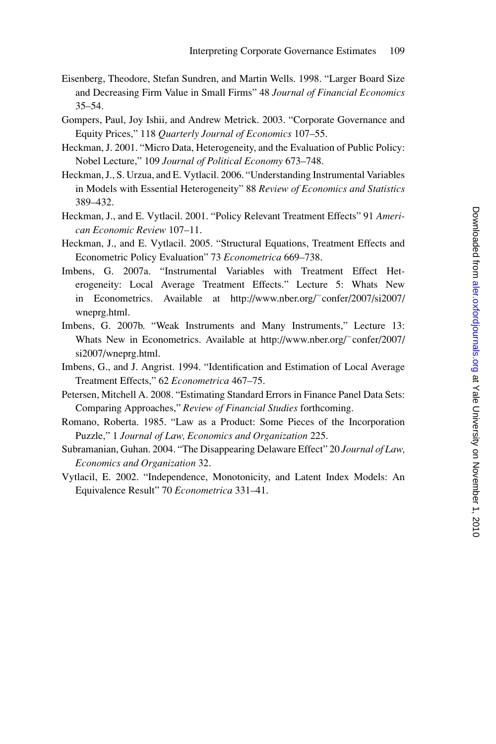Eisenberg, Theodore, Stefan Sundren, and Martin Wells. 1998. "Larger Board Size and Decreasing Firm Value in Small Firms" 48 *Journal of Financial Economics* 35–54.

Gompers, Paul, Joy Ishii, and Andrew Metrick. 2003. "Corporate Governance and Equity Prices," 118 *Quarterly Journal of Economics* 107–55.

Heckman, J. 2001. "Micro Data, Heterogeneity, and the Evaluation of Public Policy: Nobel Lecture," 109 *Journal of Political Economy* 673–748.

Heckman, J., S. Urzua, and E. Vytlacil. 2006. "Understanding Instrumental Variables in Models with Essential Heterogeneity" 88 *Review of Economics and Statistics* 389–432.

Heckman, J., and E. Vytlacil. 2001. "Policy Relevant Treatment Effects" 91 *American Economic Review* 107–11.

Heckman, J., and E. Vytlacil. 2005. "Structural Equations, Treatment Effects and Econometric Policy Evaluation" 73 *Econometrica* 669–738.

Imbens, G. 2007a. "Instrumental Variables with Treatment Effect Heterogeneity: Local Average Treatment Effects." Lecture 5: Whats New in Econometrics. Available at http://www.nber.org/~confer/2007/si2007/wneprg.html.

Imbens, G. 2007b. "Weak Instruments and Many Instruments," Lecture 13: Whats New in Econometrics. Available at http://www.nber.org/~confer/2007/si2007/wneprg.html.

Imbens, G., and J. Angrist. 1994. "Identification and Estimation of Local Average Treatment Effects," 62 *Econometrica* 467–75.

Petersen, Mitchell A. 2008. "Estimating Standard Errors in Finance Panel Data Sets: Comparing Approaches," *Review of Financial Studies* forthcoming.

Romano, Roberta. 1985. "Law as a Product: Some Pieces of the Incorporation Puzzle," 1 *Journal of Law, Economics and Organization* 225.

Subramanian, Guhan. 2004. "The Disappearing Delaware Effect" 20 *Journal of Law, Economics and Organization* 32.

Vytlacil, E. 2002. "Independence, Monotonicity, and Latent Index Models: An Equivalence Result" 70 *Econometrica* 331–41.